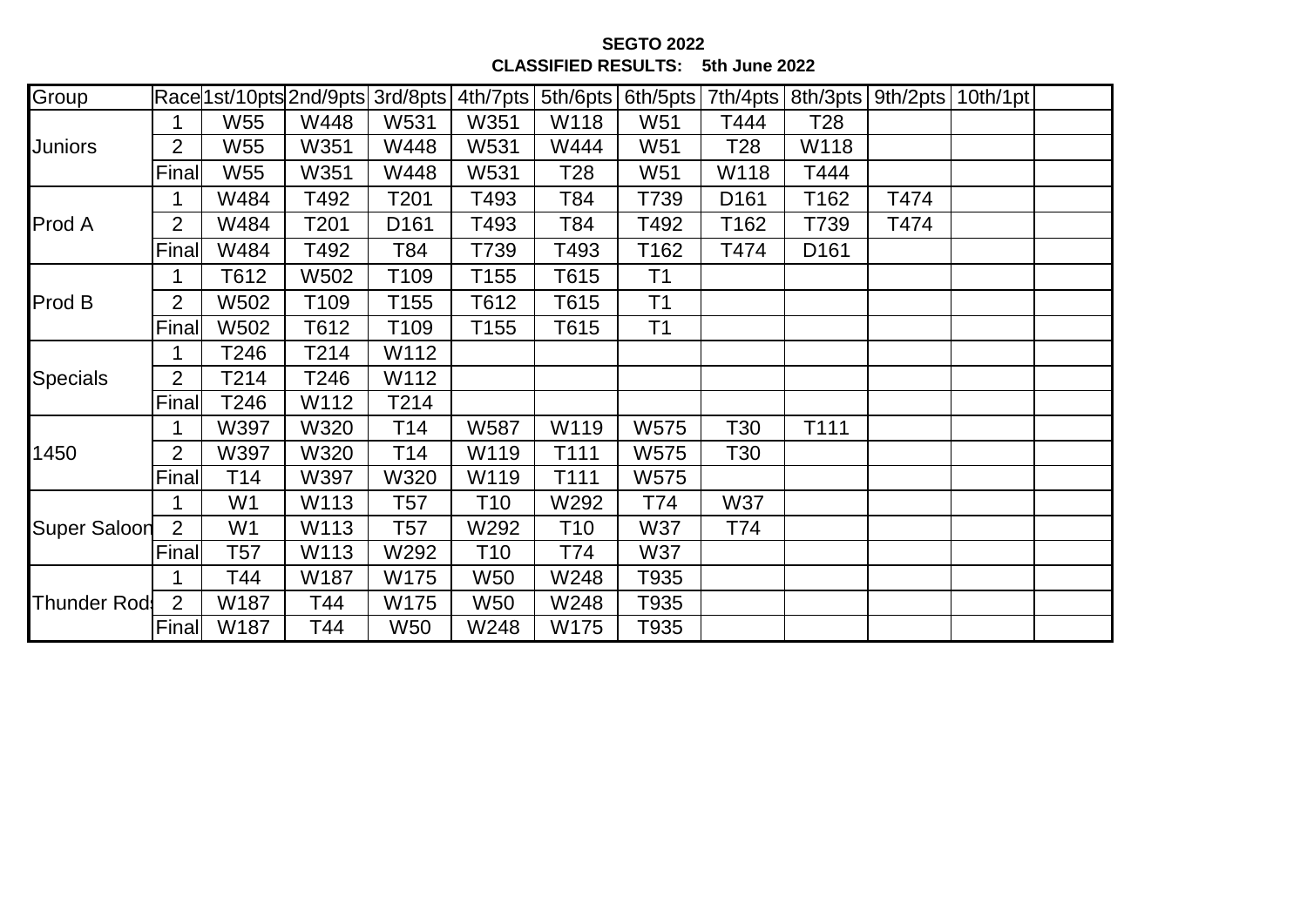**SEGTO 2022**

**CLASSIFIED RESULTS: 5th June 2022**

| Group | Race | 1st/10pts | 2nd/9pts | 3rd/8pts | 4th/7pts | 5th/6pts | 6th/5pts | 7th/4pts | 8th/3pts | 9th/2pts | 10th/1pt | |
|---|---|---|---|---|---|---|---|---|---|---|---|---|
| Juniors | 1 | W55 | W448 | W531 | W351 | W118 | W51 | T444 | T28 | | | |
| | 2 | W55 | W351 | W448 | W531 | W444 | W51 | T28 | W118 | | | |
| | Final | W55 | W351 | W448 | W531 | T28 | W51 | W118 | T444 | | | |
| Prod A | 1 | W484 | T492 | T201 | T493 | T84 | T739 | D161 | T162 | T474 | | |
| | 2 | W484 | T201 | D161 | T493 | T84 | T492 | T162 | T739 | T474 | | |
| | Final | W484 | T492 | T84 | T739 | T493 | T162 | T474 | D161 | | | |
| Prod B | 1 | T612 | W502 | T109 | T155 | T615 | T1 | | | | | |
| | 2 | W502 | T109 | T155 | T612 | T615 | T1 | | | | | |
| | Final | W502 | T612 | T109 | T155 | T615 | T1 | | | | | |
| Specials | 1 | T246 | T214 | W112 | | | | | | | | |
| | 2 | T214 | T246 | W112 | | | | | | | | |
| | Final | T246 | W112 | T214 | | | | | | | | |
| 1450 | 1 | W397 | W320 | T14 | W587 | W119 | W575 | T30 | T111 | | | |
| | 2 | W397 | W320 | T14 | W119 | T111 | W575 | T30 | | | | |
| | Final | T14 | W397 | W320 | W119 | T111 | W575 | | | | | |
| Super Saloon | 1 | W1 | W113 | T57 | T10 | W292 | T74 | W37 | | | | |
| | 2 | W1 | W113 | T57 | W292 | T10 | W37 | T74 | | | | |
| | Final | T57 | W113 | W292 | T10 | T74 | W37 | | | | | |
| Thunder Rods | 1 | T44 | W187 | W175 | W50 | W248 | T935 | | | | | |
| | 2 | W187 | T44 | W175 | W50 | W248 | T935 | | | | | |
| | Final | W187 | T44 | W50 | W248 | W175 | T935 | | | | | |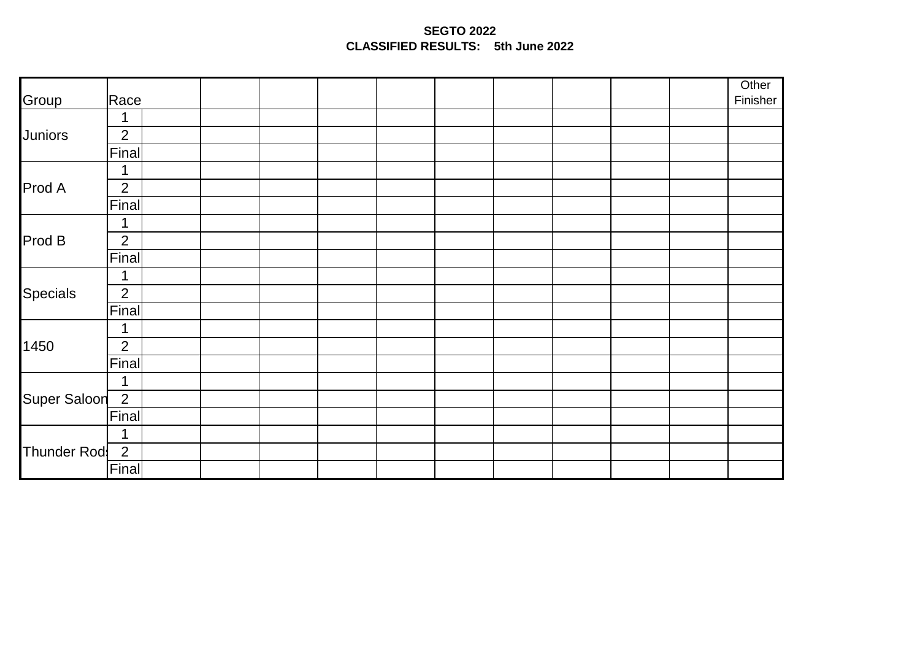**SEGTO 2022**

**CLASSIFIED RESULTS: 5th June 2022**

| Group | Race | | | | | | | | | | | Other Finisher |
|---|---|---|---|---|---|---|---|---|---|---|---|---|
| Juniors | 1 | | | | | | | | | | | |
| | 2 | | | | | | | | | | | |
| | Final | | | | | | | | | | | |
| Prod A | 1 | | | | | | | | | | | |
| | 2 | | | | | | | | | | | |
| | Final | | | | | | | | | | | |
| Prod B | 1 | | | | | | | | | | | |
| | 2 | | | | | | | | | | | |
| | Final | | | | | | | | | | | |
| Specials | 1 | | | | | | | | | | | |
| | 2 | | | | | | | | | | | |
| | Final | | | | | | | | | | | |
| 1450 | 1 | | | | | | | | | | | |
| | 2 | | | | | | | | | | | |
| | Final | | | | | | | | | | | |
| Super Saloon | 1 | | | | | | | | | | | |
| | 2 | | | | | | | | | | | |
| | Final | | | | | | | | | | | |
| Thunder Rods | 1 | | | | | | | | | | | |
| | 2 | | | | | | | | | | | |
| | Final | | | | | | | | | | | |